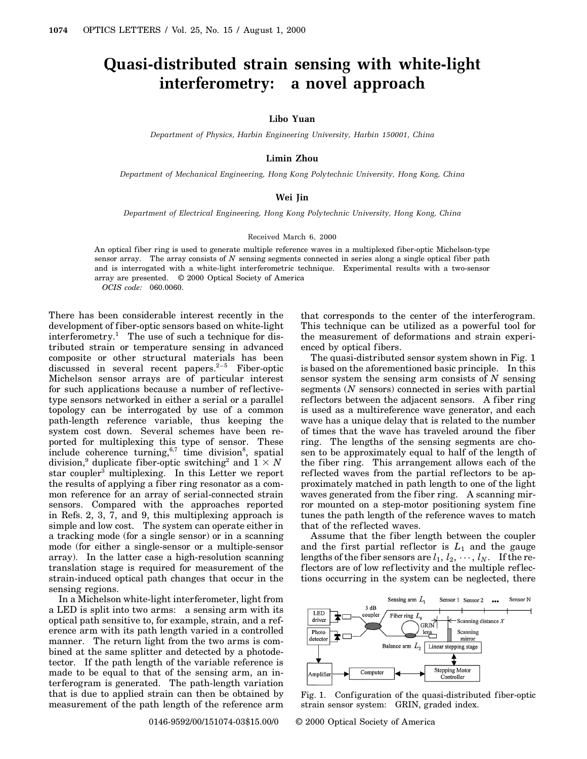# Quasi-distributed strain sensing with white-light interferometry: a novel approach

**Libo Yuan**

*Department of Physics, Harbin Engineering University, Harbin 150001, China*

**Limin Zhou**

*Department of Mechanical Engineering, Hong Kong Polytechnic University, Hong Kong, China*

**Wei Jin**

*Department of Electrical Engineering, Hong Kong Polytechnic University, Hong Kong, China*

Received March 6, 2000

An optical fiber ring is used to generate multiple reference waves in a multiplexed fiber-optic Michelson-type sensor array. The array consists of $N$ sensing segments connected in series along a single optical fiber path and is interrogated with a white-light interferometric technique. Experimental results with a two-sensor array are presented. © 2000 Optical Society of America

*OCIS code:* 060.0060.

There has been considerable interest recently in the development of fiber-optic sensors based on white-light interferometry.[1] The use of such a technique for distributed strain or temperature sensing in advanced composite or other structural materials has been discussed in several recent papers.[2–5] Fiber-optic Michelson sensor arrays are of particular interest for such applications because a number of reflective-type sensors networked in either a serial or a parallel topology can be interrogated by use of a common path-length reference variable, thus keeping the system cost down. Several schemes have been reported for multiplexing this type of sensor. These include coherence turning,[6,7] time division[8], spatial division,[9] duplicate fiber-optic switching[2] and $1 \times N$ star coupler[3] multiplexing. In this Letter we report the results of applying a fiber ring resonator as a common reference for an array of serial-connected strain sensors. Compared with the approaches reported in Refs. 2, 3, 7, and 9, this multiplexing approach is simple and low cost. The system can operate either in a tracking mode (for a single sensor) or in a scanning mode (for either a single-sensor or a multiple-sensor array). In the latter case a high-resolution scanning translation stage is required for measurement of the strain-induced optical path changes that occur in the sensing regions.

In a Michelson white-light interferometer, light from a LED is split into two arms: a sensing arm with its optical path sensitive to, for example, strain, and a reference arm with its path length varied in a controlled manner. The return light from the two arms is combined at the same splitter and detected by a photodetector. If the path length of the variable reference is made to be equal to that of the sensing arm, an interferogram is generated. The path-length variation that is due to applied strain can then be obtained by measurement of the path length of the reference arm that corresponds to the center of the interferogram. This technique can be utilized as a powerful tool for the measurement of deformations and strain experienced by optical fibers.

The quasi-distributed sensor system shown in Fig. 1 is based on the aforementioned basic principle. In this sensor system the sensing arm consists of $N$ sensing segments ($N$ sensors) connected in series with partial reflectors between the adjacent sensors. A fiber ring is used as a multireference wave generator, and each wave has a unique delay that is related to the number of times that the wave has traveled around the fiber ring. The lengths of the sensing segments are chosen to be approximately equal to half of the length of the fiber ring. This arrangement allows each of the reflected waves from the partial reflectors to be approximately matched in path length to one of the light waves generated from the fiber ring. A scanning mirror mounted on a step-motor positioning system fine tunes the path length of the reference waves to match that of the reflected waves.

Assume that the fiber length between the coupler and the first partial reflector is $L_1$ and the gauge lengths of the fiber sensors are $l_1, l_2, \cdots, l_N$. If the reflectors are of low reflectivity and the multiple reflections occurring in the system can be neglected, there

LED driver
Photo detector
3 dB coupler
Sensing arm $L_1$
Sensor 1 Sensor 2 ••• Sensor N
Fiber ring $L_0$
GRIN lens
Scanning distance $X$
Scanning mirror
Balance arm $L_2$
Linear stepping stage
Amplifier
Computer
Stepping Motor Controller

Fig. 1. Configuration of the quasi-distributed fiber-optic strain sensor system: GRIN, graded index.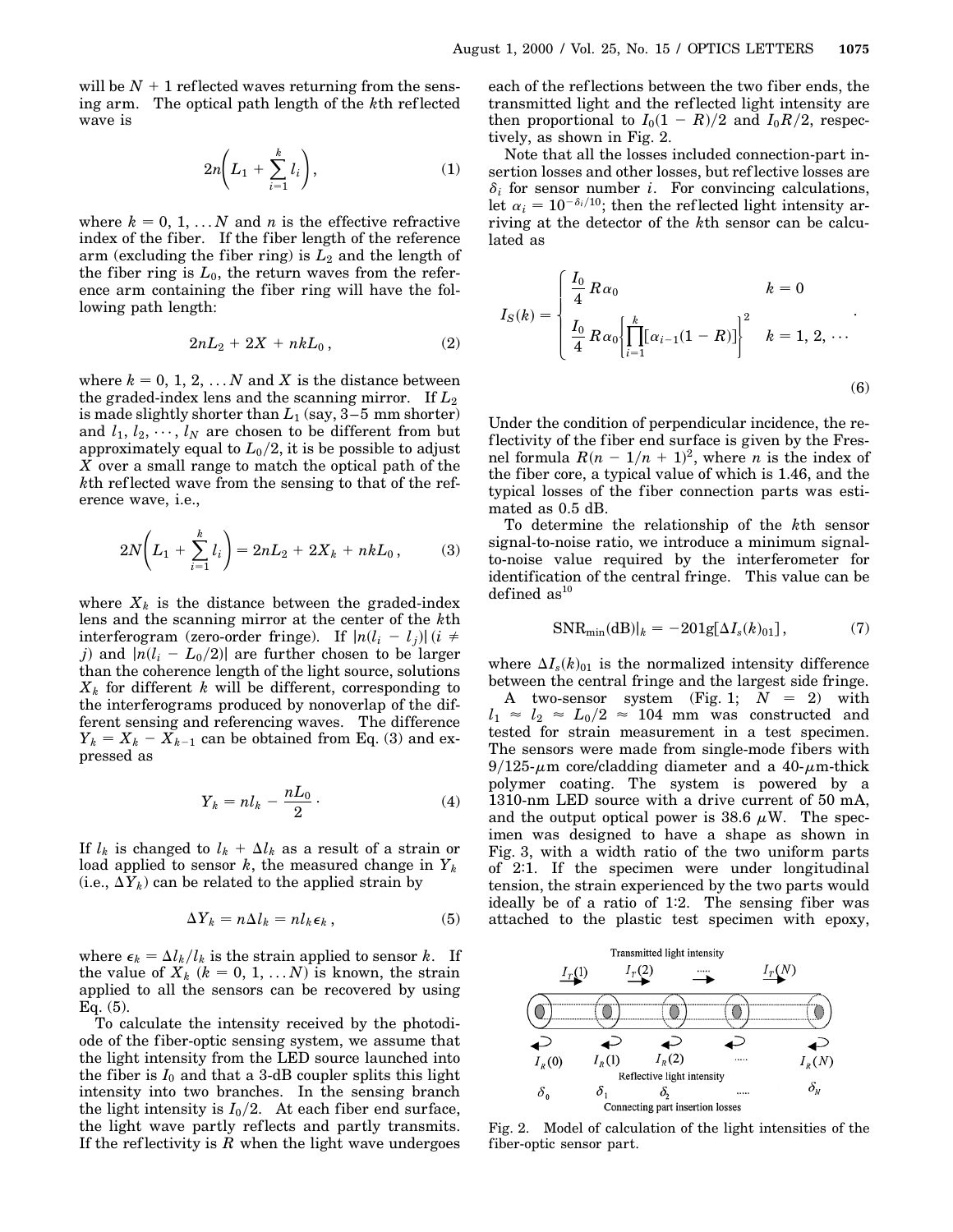will be $N + 1$ reflected waves returning from the sensing arm. The optical path length of the $k$th reflected wave is

$$2n\left(L_1 + \sum_{i=1}^{k} l_i\right), \tag{1}$$

where $k = 0, 1, \ldots N$ and $n$ is the effective refractive index of the fiber. If the fiber length of the reference arm (excluding the fiber ring) is $L_2$ and the length of the fiber ring is $L_0$, the return waves from the reference arm containing the fiber ring will have the following path length:

$$2nL_2 + 2X + nkL_0, \tag{2}$$

where $k = 0, 1, 2, \ldots N$ and $X$ is the distance between the graded-index lens and the scanning mirror. If $L_2$ is made slightly shorter than $L_1$ (say, 3–5 mm shorter) and $l_1, l_2, \cdots, l_N$ are chosen to be different from but approximately equal to $L_0/2$, it is be possible to adjust $X$ over a small range to match the optical path of the $k$th reflected wave from the sensing to that of the reference wave, i.e.,

$$2N\left(L_1 + \sum_{i=1}^{k} l_i\right) = 2nL_2 + 2X_k + nkL_0, \tag{3}$$

where $X_k$ is the distance between the graded-index lens and the scanning mirror at the center of the $k$th interferogram (zero-order fringe). If $|n(l_i - l_j)|$ $(i \neq j)$ and $|n(l_i - L_0/2)|$ are further chosen to be larger than the coherence length of the light source, solutions $X_k$ for different $k$ will be different, corresponding to the interferograms produced by nonoverlap of the different sensing and referencing waves. The difference $Y_k = X_k - X_{k-1}$ can be obtained from Eq. (3) and expressed as

$$Y_k = nl_k - \frac{nL_0}{2}\cdot \tag{4}$$

If $l_k$ is changed to $l_k + \Delta l_k$ as a result of a strain or load applied to sensor $k$, the measured change in $Y_k$ (i.e., $\Delta Y_k$) can be related to the applied strain by

$$\Delta Y_k = n\Delta l_k = nl_k\epsilon_k, \tag{5}$$

where $\epsilon_k = \Delta l_k / l_k$ is the strain applied to sensor $k$. If the value of $X_k$ $(k = 0, 1, \ldots N)$ is known, the strain applied to all the sensors can be recovered by using Eq. (5).

To calculate the intensity received by the photodiode of the fiber-optic sensing system, we assume that the light intensity from the LED source launched into the fiber is $I_0$ and that a 3-dB coupler splits this light intensity into two branches. In the sensing branch the light intensity is $I_0/2$. At each fiber end surface, the light wave partly reflects and partly transmits. If the reflectivity is $R$ when the light wave undergoes each of the reflections between the two fiber ends, the transmitted light and the reflected light intensity are then proportional to $I_0(1 - R)/2$ and $I_0R/2$, respectively, as shown in Fig. 2.

Note that all the losses included connection-part insertion losses and other losses, but reflective losses are $\delta_i$ for sensor number $i$. For convincing calculations, let $\alpha_i = 10^{-\delta_i/10}$; then the reflected light intensity arriving at the detector of the $k$th sensor can be calculated as

$$I_S(k) = \begin{cases} \dfrac{I_0}{4} R\alpha_0 & k = 0 \\ \dfrac{I_0}{4} R\alpha_0 \left\{\displaystyle\prod_{i=1}^{k} [\alpha_{i-1}(1 - R)]\right\}^2 & k = 1, 2, \cdots \end{cases}. \tag{6}$$

Under the condition of perpendicular incidence, the reflectivity of the fiber end surface is given by the Fresnel formula $R(n - 1/n + 1)^2$, where $n$ is the index of the fiber core, a typical value of which is 1.46, and the typical losses of the fiber connection parts was estimated as 0.5 dB.

To determine the relationship of the $k$th sensor signal-to-noise ratio, we introduce a minimum signal-to-noise value required by the interferometer for identification of the central fringe. This value can be defined as[10]

$$\mathrm{SNR}_{\min}(\mathrm{dB})|_k = -20\lg[\Delta I_s(k)_{01}], \tag{7}$$

where $\Delta I_s(k)_{01}$ is the normalized intensity difference between the central fringe and the largest side fringe.

A two-sensor system (Fig. 1; $N = 2$) with $l_1 \approx l_2 \approx L_0/2 \approx 104$ mm was constructed and tested for strain measurement in a test specimen. The sensors were made from single-mode fibers with 9/125-$\mu$m core/cladding diameter and a 40-$\mu$m-thick polymer coating. The system is powered by a 1310-nm LED source with a drive current of 50 mA, and the output optical power is 38.6 $\mu$W. The specimen was designed to have a shape as shown in Fig. 3, with a width ratio of the two uniform parts of 2:1. If the specimen were under longitudinal tension, the strain experienced by the two parts would ideally be of a ratio of 1:2. The sensing fiber was attached to the plastic test specimen with epoxy,

Fig. 2. Model of calculation of the light intensities of the fiber-optic sensor part.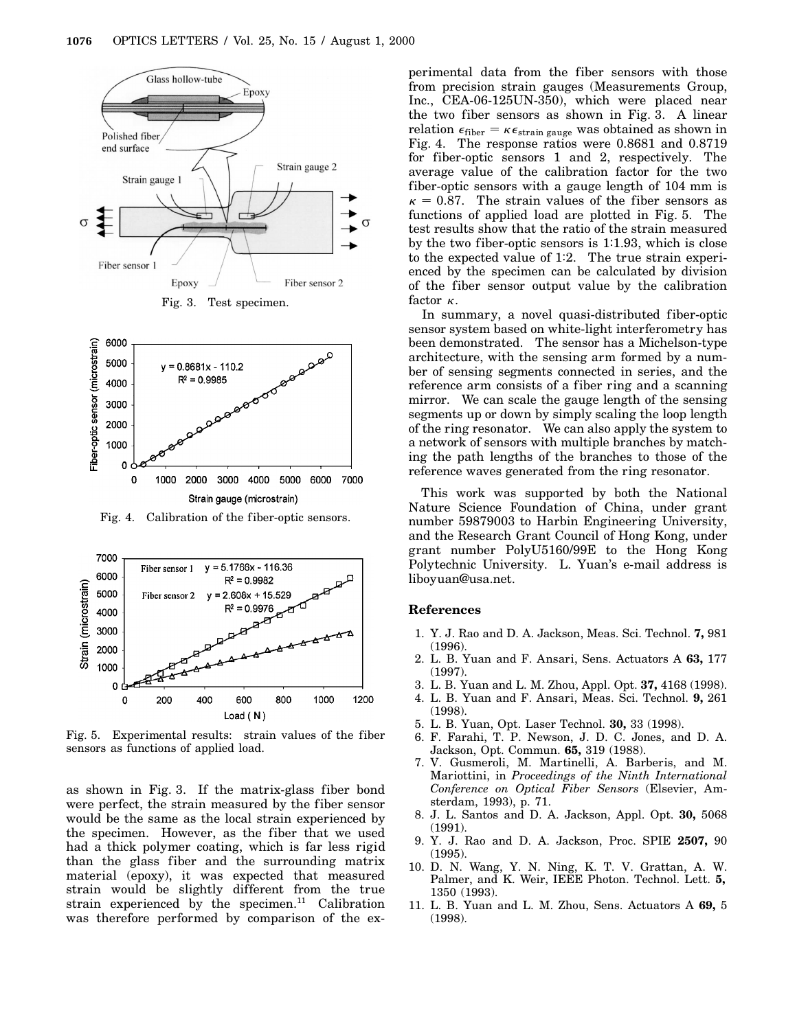Glass hollow-tube

Epoxy

Polished fiber end surface

Strain gauge 1

Strain gauge 2

σ

σ

Fiber sensor 1

Epoxy

Fiber sensor 2

Fig. 3. Test specimen.

Fiber-optic sensor (microstrain)

y = 0.8681x - 110.2

R² = 0.9985

Strain gauge (microstrain)

0 1000 2000 3000 4000 5000 6000 7000

Fig. 4. Calibration of the fiber-optic sensors.

Strain (microstrain)

Fiber sensor 1 y = 5.1766x - 116.36

R² = 0.9982

Fiber sensor 2 y = 2.608x + 15.529

R² = 0.9976

Load (N)

0 200 400 600 800 1000 1200

Fig. 5. Experimental results: strain values of the fiber sensors as functions of applied load.

as shown in Fig. 3. If the matrix-glass fiber bond were perfect, the strain measured by the fiber sensor would be the same as the local strain experienced by the specimen. However, as the fiber that we used had a thick polymer coating, which is far less rigid than the glass fiber and the surrounding matrix material (epoxy), it was expected that measured strain would be slightly different from the true strain experienced by the specimen.[11] Calibration was therefore performed by comparison of the experimental data from the fiber sensors with those from precision strain gauges (Measurements Group, Inc., CEA-06-125UN-350), which were placed near the two fiber sensors as shown in Fig. 3. A linear relation $\epsilon_{\text{fiber}} = \kappa \epsilon_{\text{strain gauge}}$ was obtained as shown in Fig. 4. The response ratios were 0.8681 and 0.8719 for fiber-optic sensors 1 and 2, respectively. The average value of the calibration factor for the two fiber-optic sensors with a gauge length of 104 mm is $\kappa = 0.87$. The strain values of the fiber sensors as functions of applied load are plotted in Fig. 5. The test results show that the ratio of the strain measured by the two fiber-optic sensors is 1:1.93, which is close to the expected value of 1:2. The true strain experienced by the specimen can be calculated by division of the fiber sensor output value by the calibration factor $\kappa$.

In summary, a novel quasi-distributed fiber-optic sensor system based on white-light interferometry has been demonstrated. The sensor has a Michelson-type architecture, with the sensing arm formed by a number of sensing segments connected in series, and the reference arm consists of a fiber ring and a scanning mirror. We can scale the gauge length of the sensing segments up or down by simply scaling the loop length of the ring resonator. We can also apply the system to a network of sensors with multiple branches by matching the path lengths of the branches to those of the reference waves generated from the ring resonator.

This work was supported by both the National Nature Science Foundation of China, under grant number 59879003 to Harbin Engineering University, and the Research Grant Council of Hong Kong, under grant number PolyU5160/99E to the Hong Kong Polytechnic University. L. Yuan's e-mail address is liboyuan@usa.net.

## References

1. Y. J. Rao and D. A. Jackson, Meas. Sci. Technol. **7,** 981 (1996).
2. L. B. Yuan and F. Ansari, Sens. Actuators A **63,** 177 (1997).
3. L. B. Yuan and L. M. Zhou, Appl. Opt. **37,** 4168 (1998).
4. L. B. Yuan and F. Ansari, Meas. Sci. Technol. **9,** 261 (1998).
5. L. B. Yuan, Opt. Laser Technol. **30,** 33 (1998).
6. F. Farahi, T. P. Newson, J. D. C. Jones, and D. A. Jackson, Opt. Commun. **65,** 319 (1988).
7. V. Gusmeroli, M. Martinelli, A. Barberis, and M. Mariottini, in *Proceedings of the Ninth International Conference on Optical Fiber Sensors* (Elsevier, Amsterdam, 1993), p. 71.
8. J. L. Santos and D. A. Jackson, Appl. Opt. **30,** 5068 (1991).
9. Y. J. Rao and D. A. Jackson, Proc. SPIE **2507,** 90 (1995).
10. D. N. Wang, Y. N. Ning, K. T. V. Grattan, A. W. Palmer, and K. Weir, IEEE Photon. Technol. Lett. **5,** 1350 (1993).
11. L. B. Yuan and L. M. Zhou, Sens. Actuators A **69,** 5 (1998).